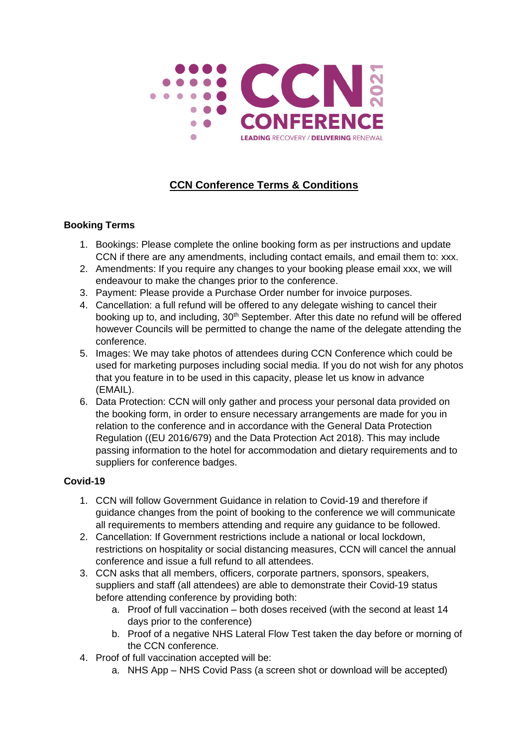CCN 2021 CONFERENCE

LEADING RECOVERY / DELIVERING RENEWAL

# CCN Conference Terms & Conditions

**Booking Terms**

1. Bookings: Please complete the online booking form as per instructions and update CCN if there are any amendments, including contact emails, and email them to: xxx.
2. Amendments: If you require any changes to your booking please email xxx, we will endeavour to make the changes prior to the conference.
3. Payment: Please provide a Purchase Order number for invoice purposes.
4. Cancellation: a full refund will be offered to any delegate wishing to cancel their booking up to, and including, 30th September. After this date no refund will be offered however Councils will be permitted to change the name of the delegate attending the conference.
5. Images: We may take photos of attendees during CCN Conference which could be used for marketing purposes including social media. If you do not wish for any photos that you feature in to be used in this capacity, please let us know in advance (EMAIL).
6. Data Protection: CCN will only gather and process your personal data provided on the booking form, in order to ensure necessary arrangements are made for you in relation to the conference and in accordance with the General Data Protection Regulation ((EU 2016/679) and the Data Protection Act 2018). This may include passing information to the hotel for accommodation and dietary requirements and to suppliers for conference badges.

**Covid-19**

1. CCN will follow Government Guidance in relation to Covid-19 and therefore if guidance changes from the point of booking to the conference we will communicate all requirements to members attending and require any guidance to be followed.
2. Cancellation: If Government restrictions include a national or local lockdown, restrictions on hospitality or social distancing measures, CCN will cancel the annual conference and issue a full refund to all attendees.
3. CCN asks that all members, officers, corporate partners, sponsors, speakers, suppliers and staff (all attendees) are able to demonstrate their Covid-19 status before attending conference by providing both:
   a. Proof of full vaccination – both doses received (with the second at least 14 days prior to the conference)
   b. Proof of a negative NHS Lateral Flow Test taken the day before or morning of the CCN conference.
4. Proof of full vaccination accepted will be:
   a. NHS App – NHS Covid Pass (a screen shot or download will be accepted)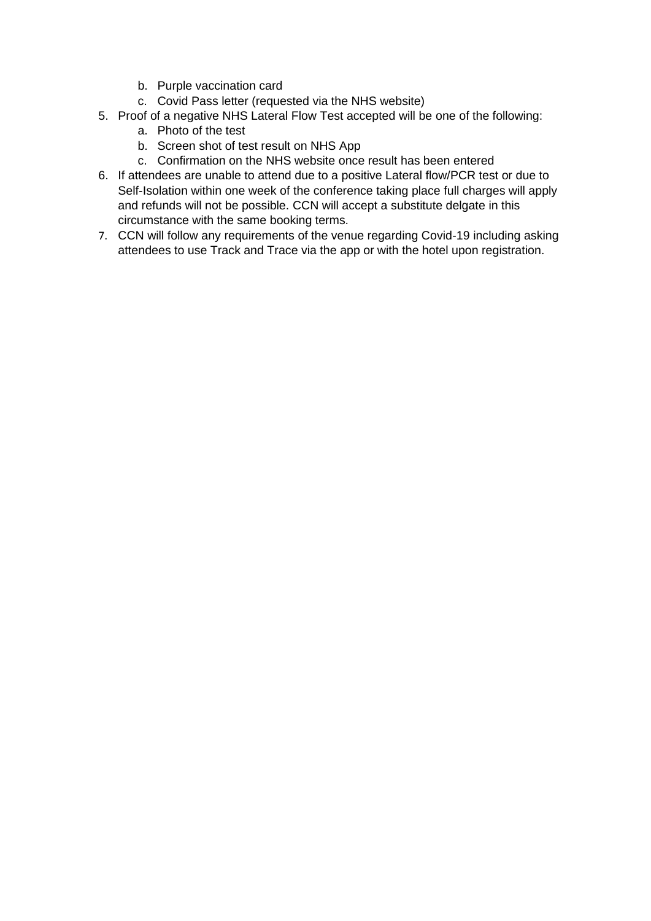b. Purple vaccination card
   c. Covid Pass letter (requested via the NHS website)

5. Proof of a negative NHS Lateral Flow Test accepted will be one of the following:
   a. Photo of the test
   b. Screen shot of test result on NHS App
   c. Confirmation on the NHS website once result has been entered
6. If attendees are unable to attend due to a positive Lateral flow/PCR test or due to Self-Isolation within one week of the conference taking place full charges will apply and refunds will not be possible. CCN will accept a substitute delgate in this circumstance with the same booking terms.
7. CCN will follow any requirements of the venue regarding Covid-19 including asking attendees to use Track and Trace via the app or with the hotel upon registration.